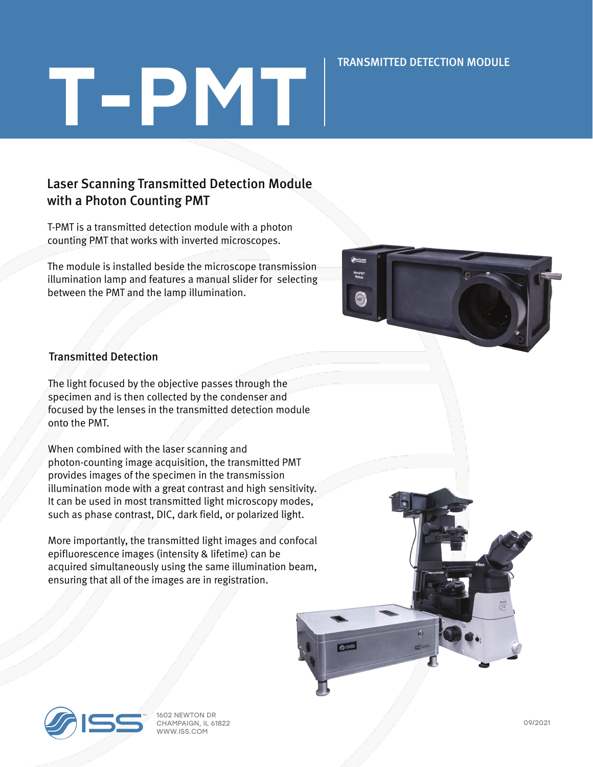# T-PMT

TRANSMITTED DETECTION MODULE

## Laser Scanning Transmitted Detection Module with a Photon Counting PMT

T-PMT is a transmitted detection module with a photon counting PMT that works with inverted microscopes.

The module is installed beside the microscope transmission illumination lamp and features a manual slider for selecting between the PMT and the lamp illumination.

## Transmitted Detection

The light focused by the objective passes through the specimen and is then collected by the condenser and focused by the lenses in the transmitted detection module onto the PMT.

When combined with the laser scanning and photon-counting image acquisition, the transmitted PMT provides images of the specimen in the transmission illumination mode with a great contrast and high sensitivity. It can be used in most transmitted light microscopy modes, such as phase contrast, DIC, dark field, or polarized light.

More importantly, the transmitted light images and confocal epifluorescence images (intensity & lifetime) can be acquired simultaneously using the same illumination beam, ensuring that all of the images are in registration.

1602 NEWTON DR
CHAMPAIGN, IL 61822
WWW.ISS.COM

09/2021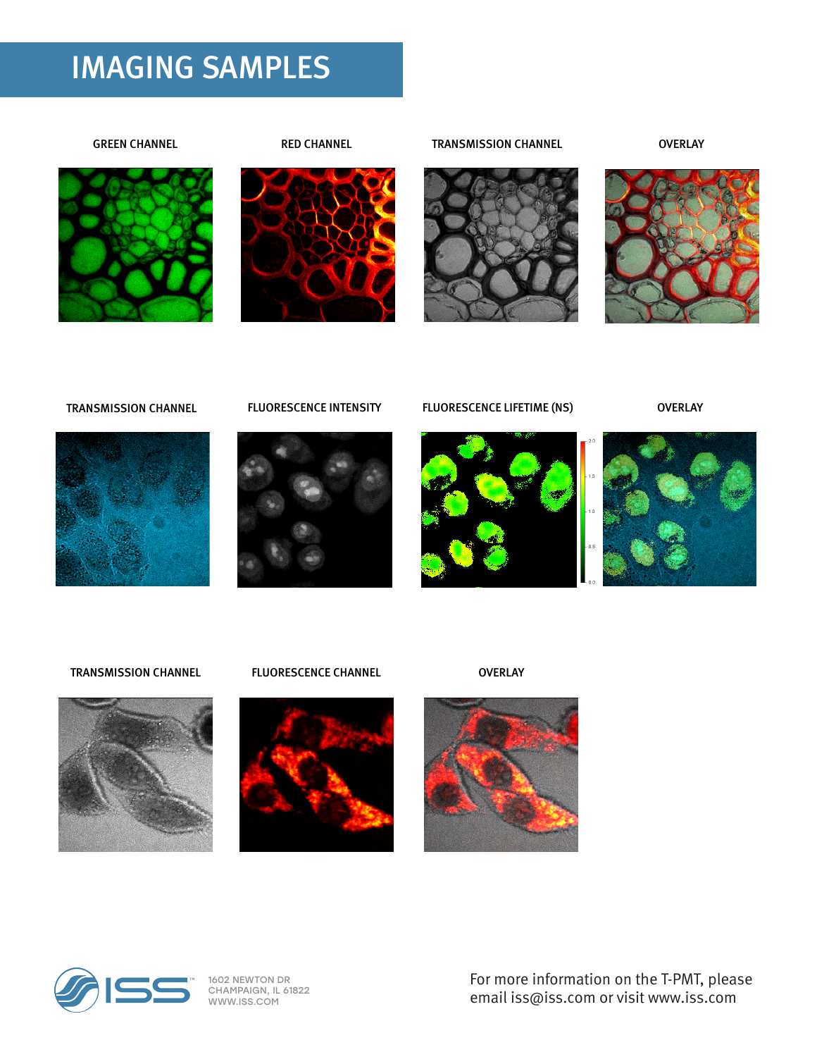# IMAGING SAMPLES

GREEN CHANNEL

RED CHANNEL

TRANSMISSION CHANNEL

OVERLAY

TRANSMISSION CHANNEL

FLUORESCENCE INTENSITY

FLUORESCENCE LIFETIME (NS)

2.0
1.5
1.0
0.5
0.0

OVERLAY

TRANSMISSION CHANNEL

FLUORESCENCE CHANNEL

OVERLAY

1602 NEWTON DR
CHAMPAIGN, IL 61822
WWW.ISS.COM

For more information on the T-PMT, please email iss@iss.com or visit www.iss.com